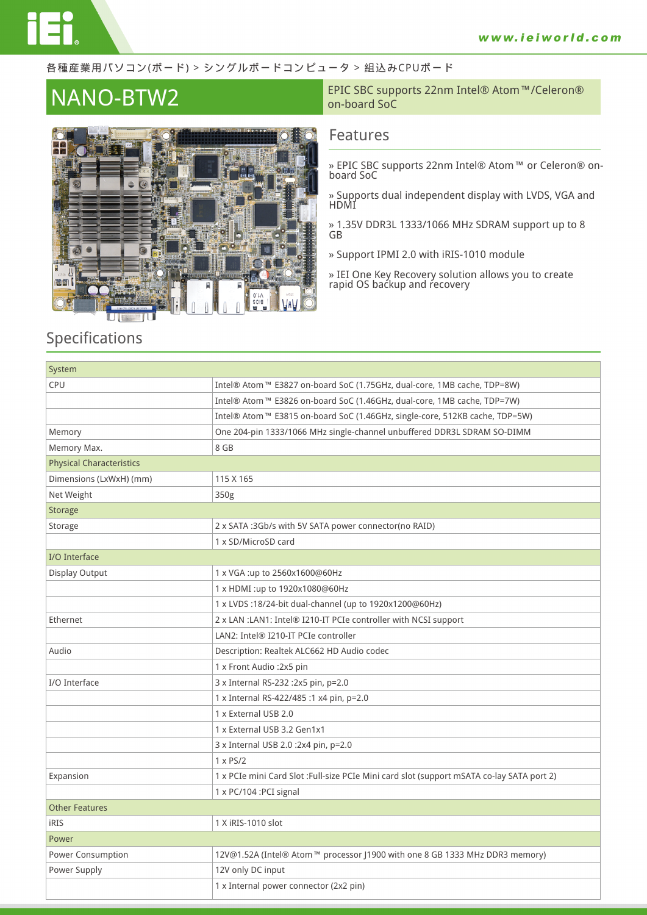各種産業用パソコン(ボード) > シングルボードコンピュータ > 組込みCPUボード

# NANO-BTW2

EPIC SBC supports 22nm Intel® Atom™/Celeron® on-board SoC

## Features

» EPIC SBC supports 22nm Intel® Atom™ or Celeron® on-board SoC

» Supports dual independent display with LVDS, VGA and HDMI

» 1.35V DDR3L 1333/1066 MHz SDRAM support up to 8 GB

» Support IPMI 2.0 with iRIS-1010 module

» IEI One Key Recovery solution allows you to create rapid OS backup and recovery

## Specifications

| System | |
|---|---|
| CPU | Intel® Atom™ E3827 on-board SoC (1.75GHz, dual-core, 1MB cache, TDP=8W) |
| | Intel® Atom™ E3826 on-board SoC (1.46GHz, dual-core, 1MB cache, TDP=7W) |
| | Intel® Atom™ E3815 on-board SoC (1.46GHz, single-core, 512KB cache, TDP=5W) |
| Memory | One 204-pin 1333/1066 MHz single-channel unbuffered DDR3L SDRAM SO-DIMM |
| Memory Max. | 8 GB |
| Physical Characteristics | |
| Dimensions (LxWxH) (mm) | 115 X 165 |
| Net Weight | 350g |
| Storage | |
| Storage | 2 x SATA :3Gb/s with 5V SATA power connector(no RAID) |
| | 1 x SD/MicroSD card |
| I/O Interface | |
| Display Output | 1 x VGA :up to 2560x1600@60Hz |
| | 1 x HDMI :up to 1920x1080@60Hz |
| | 1 x LVDS :18/24-bit dual-channel (up to 1920x1200@60Hz) |
| Ethernet | 2 x LAN :LAN1: Intel® I210-IT PCIe controller with NCSI support |
| | LAN2: Intel® I210-IT PCIe controller |
| Audio | Description: Realtek ALC662 HD Audio codec |
| | 1 x Front Audio :2x5 pin |
| I/O Interface | 3 x Internal RS-232 :2x5 pin, p=2.0 |
| | 1 x Internal RS-422/485 :1 x4 pin, p=2.0 |
| | 1 x External USB 2.0 |
| | 1 x External USB 3.2 Gen1x1 |
| | 3 x Internal USB 2.0 :2x4 pin, p=2.0 |
| | 1 x PS/2 |
| Expansion | 1 x PCIe mini Card Slot :Full-size PCIe Mini card slot (support mSATA co-lay SATA port 2) |
| | 1 x PC/104 :PCI signal |
| Other Features | |
| iRIS | 1 X iRIS-1010 slot |
| Power | |
| Power Consumption | 12V@1.52A (Intel® Atom™ processor J1900 with one 8 GB 1333 MHz DDR3 memory) |
| Power Supply | 12V only DC input |
| | 1 x Internal power connector (2x2 pin) |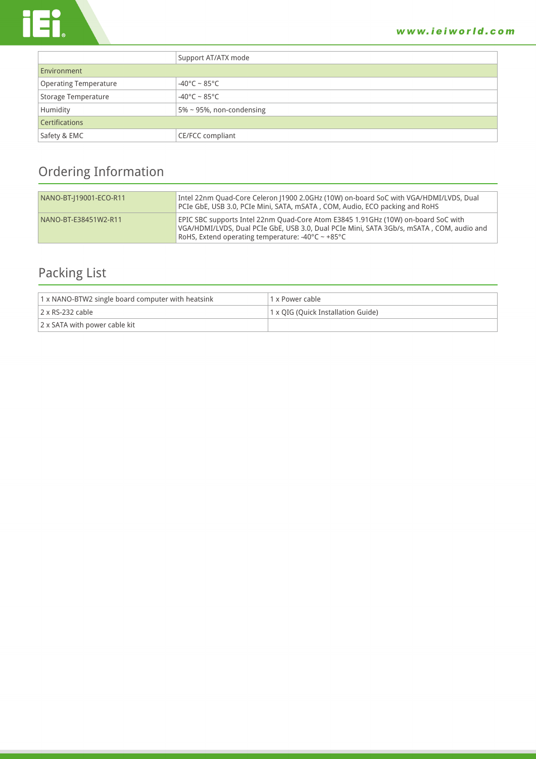| | |
|---|---|
| | Support AT/ATX mode |
| Environment | |
| Operating Temperature | -40°C ~ 85°C |
| Storage Temperature | -40°C ~ 85°C |
| Humidity | 5% ~ 95%, non-condensing |
| Certifications | |
| Safety & EMC | CE/FCC compliant |

## Ordering Information

| | |
|---|---|
| NANO-BT-J19001-ECO-R11 | Intel 22nm Quad-Core Celeron J1900 2.0GHz (10W) on-board SoC with VGA/HDMI/LVDS, Dual PCIe GbE, USB 3.0, PCIe Mini, SATA, mSATA , COM, Audio, ECO packing and RoHS |
| NANO-BT-E38451W2-R11 | EPIC SBC supports Intel 22nm Quad-Core Atom E3845 1.91GHz (10W) on-board SoC with VGA/HDMI/LVDS, Dual PCIe GbE, USB 3.0, Dual PCIe Mini, SATA 3Gb/s, mSATA , COM, audio and RoHS, Extend operating temperature: -40°C ~ +85°C |

## Packing List

| | |
|---|---|
| 1 x NANO-BTW2 single board computer with heatsink | 1 x Power cable |
| 2 x RS-232 cable | 1 x QIG (Quick Installation Guide) |
| 2 x SATA with power cable kit | |